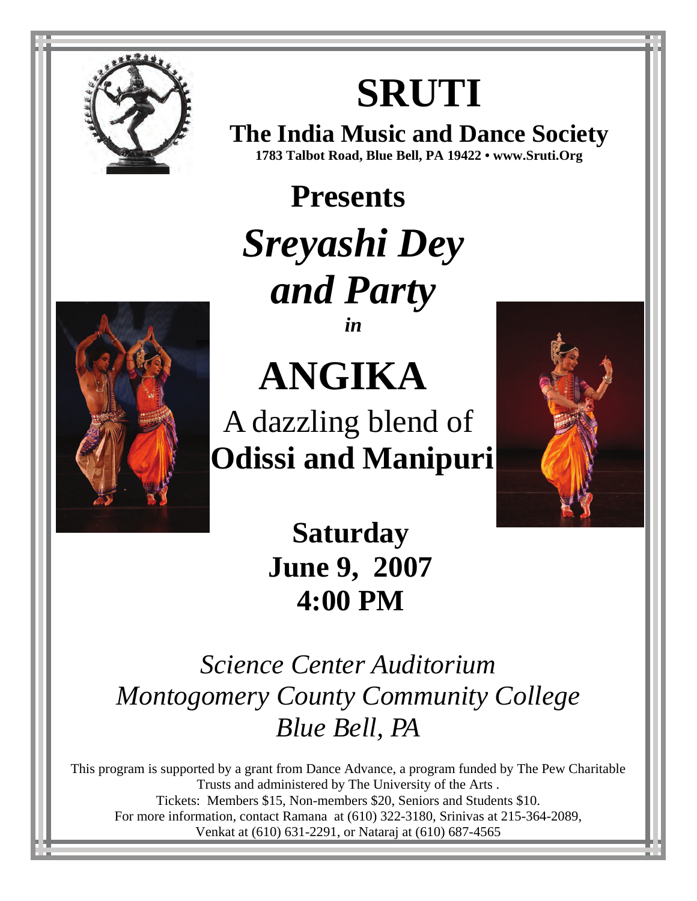# SRUTI

## The India Music and Dance Society

**1783 Talbot Road, Blue Bell, PA 19422 • www.Sruti.Org**

## Presents

# *Sreyashi Dey and Party*

***in***

# ANGIKA

A dazzling blend of

**Odissi and Manipuri**

**Saturday**
**June 9, 2007**
**4:00 PM**

*Science Center Auditorium*
*Montogomery County Community College*
*Blue Bell, PA*

This program is supported by a grant from Dance Advance, a program funded by The Pew Charitable Trusts and administered by The University of the Arts .

Tickets: Members $15, Non-members $20, Seniors and Students $10.

For more information, contact Ramana at (610) 322-3180, Srinivas at 215-364-2089, Venkat at (610) 631-2291, or Nataraj at (610) 687-4565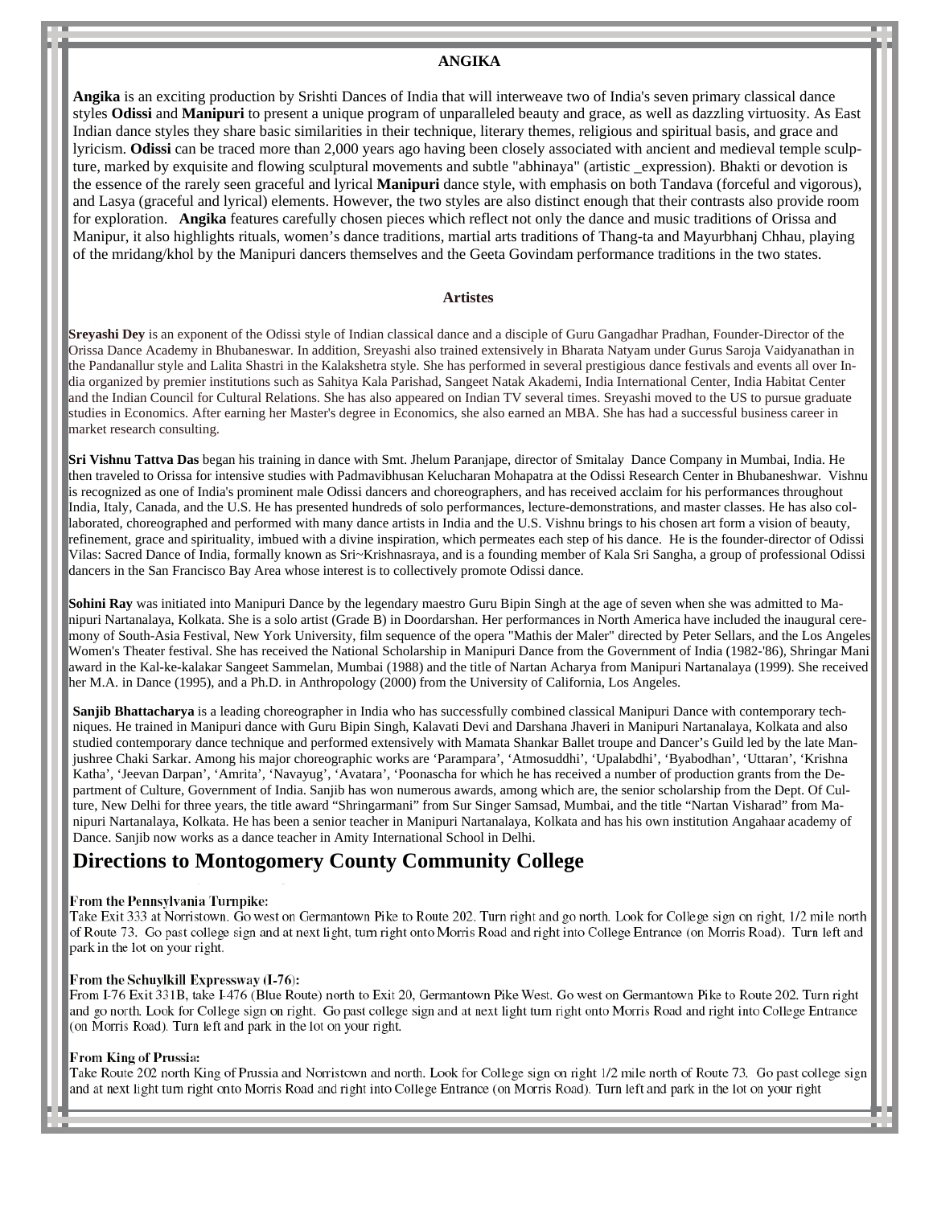## ANGIKA

**Angika** is an exciting production by Srishti Dances of India that will interweave two of India's seven primary classical dance styles **Odissi** and **Manipuri** to present a unique program of unparalleled beauty and grace, as well as dazzling virtuosity. As East Indian dance styles they share basic similarities in their technique, literary themes, religious and spiritual basis, and grace and lyricism. **Odissi** can be traced more than 2,000 years ago having been closely associated with ancient and medieval temple sculpture, marked by exquisite and flowing sculptural movements and subtle "abhinaya" (artistic _expression). Bhakti or devotion is the essence of the rarely seen graceful and lyrical **Manipuri** dance style, with emphasis on both Tandava (forceful and vigorous), and Lasya (graceful and lyrical) elements. However, the two styles are also distinct enough that their contrasts also provide room for exploration. **Angika** features carefully chosen pieces which reflect not only the dance and music traditions of Orissa and Manipur, it also highlights rituals, women's dance traditions, martial arts traditions of Thang-ta and Mayurbhanj Chhau, playing of the mridang/khol by the Manipuri dancers themselves and the Geeta Govindam performance traditions in the two states.

### Artistes

**Sreyashi Dey** is an exponent of the Odissi style of Indian classical dance and a disciple of Guru Gangadhar Pradhan, Founder-Director of the Orissa Dance Academy in Bhubaneswar. In addition, Sreyashi also trained extensively in Bharata Natyam under Gurus Saroja Vaidyanathan in the Pandanallur style and Lalita Shastri in the Kalakshetra style. She has performed in several prestigious dance festivals and events all over India organized by premier institutions such as Sahitya Kala Parishad, Sangeet Natak Akademi, India International Center, India Habitat Center and the Indian Council for Cultural Relations. She has also appeared on Indian TV several times. Sreyashi moved to the US to pursue graduate studies in Economics. After earning her Master's degree in Economics, she also earned an MBA. She has had a successful business career in market research consulting.

**Sri Vishnu Tattva Das** began his training in dance with Smt. Jhelum Paranjape, director of Smitalay Dance Company in Mumbai, India. He then traveled to Orissa for intensive studies with Padmavibhusan Kelucharan Mohapatra at the Odissi Research Center in Bhubaneshwar. Vishnu is recognized as one of India's prominent male Odissi dancers and choreographers, and has received acclaim for his performances throughout India, Italy, Canada, and the U.S. He has presented hundreds of solo performances, lecture-demonstrations, and master classes. He has also collaborated, choreographed and performed with many dance artists in India and the U.S. Vishnu brings to his chosen art form a vision of beauty, refinement, grace and spirituality, imbued with a divine inspiration, which permeates each step of his dance. He is the founder-director of Odissi Vilas: Sacred Dance of India, formally known as Sri~Krishnasraya, and is a founding member of Kala Sri Sangha, a group of professional Odissi dancers in the San Francisco Bay Area whose interest is to collectively promote Odissi dance.

**Sohini Ray** was initiated into Manipuri Dance by the legendary maestro Guru Bipin Singh at the age of seven when she was admitted to Manipuri Nartanalaya, Kolkata. She is a solo artist (Grade B) in Doordarshan. Her performances in North America have included the inaugural ceremony of South-Asia Festival, New York University, film sequence of the opera "Mathis der Maler" directed by Peter Sellars, and the Los Angeles Women's Theater festival. She has received the National Scholarship in Manipuri Dance from the Government of India (1982-'86), Shringar Mani award in the Kal-ke-kalakar Sangeet Sammelan, Mumbai (1988) and the title of Nartan Acharya from Manipuri Nartanalaya (1999). She received her M.A. in Dance (1995), and a Ph.D. in Anthropology (2000) from the University of California, Los Angeles.

**Sanjib Bhattacharya** is a leading choreographer in India who has successfully combined classical Manipuri Dance with contemporary techniques. He trained in Manipuri dance with Guru Bipin Singh, Kalavati Devi and Darshana Jhaveri in Manipuri Nartanalaya, Kolkata and also studied contemporary dance technique and performed extensively with Mamata Shankar Ballet troupe and Dancer's Guild led by the late Manjushree Chaki Sarkar. Among his major choreographic works are 'Parampara', 'Atmosuddhi', 'Upalabdhi', 'Byabodhan', 'Uttaran', 'Krishna Katha', 'Jeevan Darpan', 'Amrita', 'Navayug', 'Avatara', 'Poonascha for which he has received a number of production grants from the Department of Culture, Government of India. Sanjib has won numerous awards, among which are, the senior scholarship from the Dept. Of Culture, New Delhi for three years, the title award "Shringarmani" from Sur Singer Samsad, Mumbai, and the title "Nartan Visharad" from Manipuri Nartanalaya, Kolkata. He has been a senior teacher in Manipuri Nartanalaya, Kolkata and has his own institution Angahaar academy of Dance. Sanjib now works as a dance teacher in Amity International School in Delhi.

## Directions to Montogomery County Community College

**From the Pennsylvania Turnpike:**
Take Exit 333 at Norristown. Go west on Germantown Pike to Route 202. Turn right and go north. Look for College sign on right, 1/2 mile north of Route 73. Go past college sign and at next light, turn right onto Morris Road and right into College Entrance (on Morris Road). Turn left and park in the lot on your right.

**From the Schuylkill Expressway (I-76):**
From I-76 Exit 331B, take I-476 (Blue Route) north to Exit 20, Germantown Pike West. Go west on Germantown Pike to Route 202. Turn right and go north. Look for College sign on right. Go past college sign and at next light turn right onto Morris Road and right into College Entrance (on Morris Road). Turn left and park in the lot on your right.

**From King of Prussia:**
Take Route 202 north King of Prussia and Norristown and north. Look for College sign on right 1/2 mile north of Route 73. Go past college sign and at next light turn right onto Morris Road and right into College Entrance (on Morris Road). Turn left and park in the lot on your right